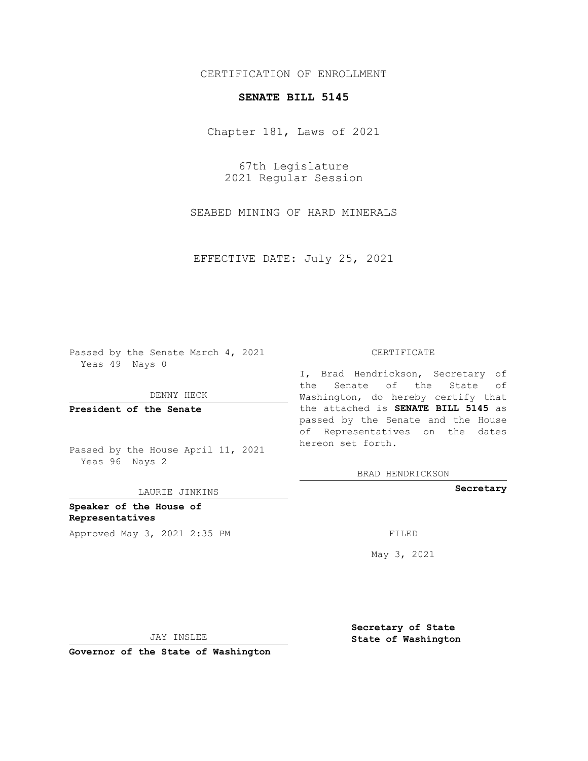CERTIFICATION OF ENROLLMENT

**SENATE BILL 5145**

Chapter 181, Laws of 2021

67th Legislature
2021 Regular Session

SEABED MINING OF HARD MINERALS

EFFECTIVE DATE: July 25, 2021

Passed by the Senate March 4, 2021
Yeas 49 Nays 0

DENNY HECK

**President of the Senate**

Passed by the House April 11, 2021
Yeas 96 Nays 2

LAURIE JINKINS

**Speaker of the House of Representatives**

Approved May 3, 2021 2:35 PM

JAY INSLEE

**Governor of the State of Washington**

CERTIFICATE

I, Brad Hendrickson, Secretary of the Senate of the State of Washington, do hereby certify that the attached is **SENATE BILL 5145** as passed by the Senate and the House of Representatives on the dates hereon set forth.

BRAD HENDRICKSON

**Secretary**

FILED

May 3, 2021

**Secretary of State**
**State of Washington**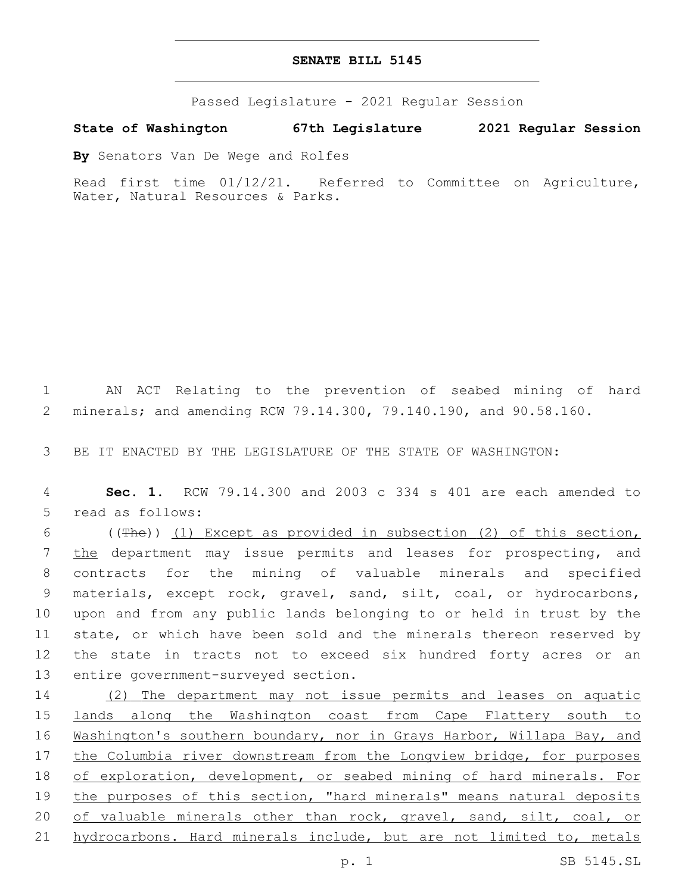# SENATE BILL 5145

Passed Legislature - 2021 Regular Session

**State of Washington 67th Legislature 2021 Regular Session**

**By** Senators Van De Wege and Rolfes

Read first time 01/12/21. Referred to Committee on Agriculture, Water, Natural Resources & Parks.

1 AN ACT Relating to the prevention of seabed mining of hard 2 minerals; and amending RCW 79.14.300, 79.140.190, and 90.58.160.

3 BE IT ENACTED BY THE LEGISLATURE OF THE STATE OF WASHINGTON:

4 **Sec. 1.** RCW 79.14.300 and 2003 c 334 s 401 are each amended to 5 read as follows:

6 ((~~The~~)) <u>(1) Except as provided in subsection (2) of this section,</u> 7 <u>the</u> department may issue permits and leases for prospecting, and 8 contracts for the mining of valuable minerals and specified 9 materials, except rock, gravel, sand, silt, coal, or hydrocarbons, 10 upon and from any public lands belonging to or held in trust by the 11 state, or which have been sold and the minerals thereon reserved by 12 the state in tracts not to exceed six hundred forty acres or an 13 entire government-surveyed section.

14 <u>(2) The department may not issue permits and leases on aquatic</u> 15 <u>lands along the Washington coast from Cape Flattery south to</u> 16 <u>Washington's southern boundary, nor in Grays Harbor, Willapa Bay, and</u> 17 <u>the Columbia river downstream from the Longview bridge, for purposes</u> 18 <u>of exploration, development, or seabed mining of hard minerals. For</u> 19 <u>the purposes of this section, "hard minerals" means natural deposits</u> 20 <u>of valuable minerals other than rock, gravel, sand, silt, coal, or</u> 21 <u>hydrocarbons. Hard minerals include, but are not limited to, metals</u>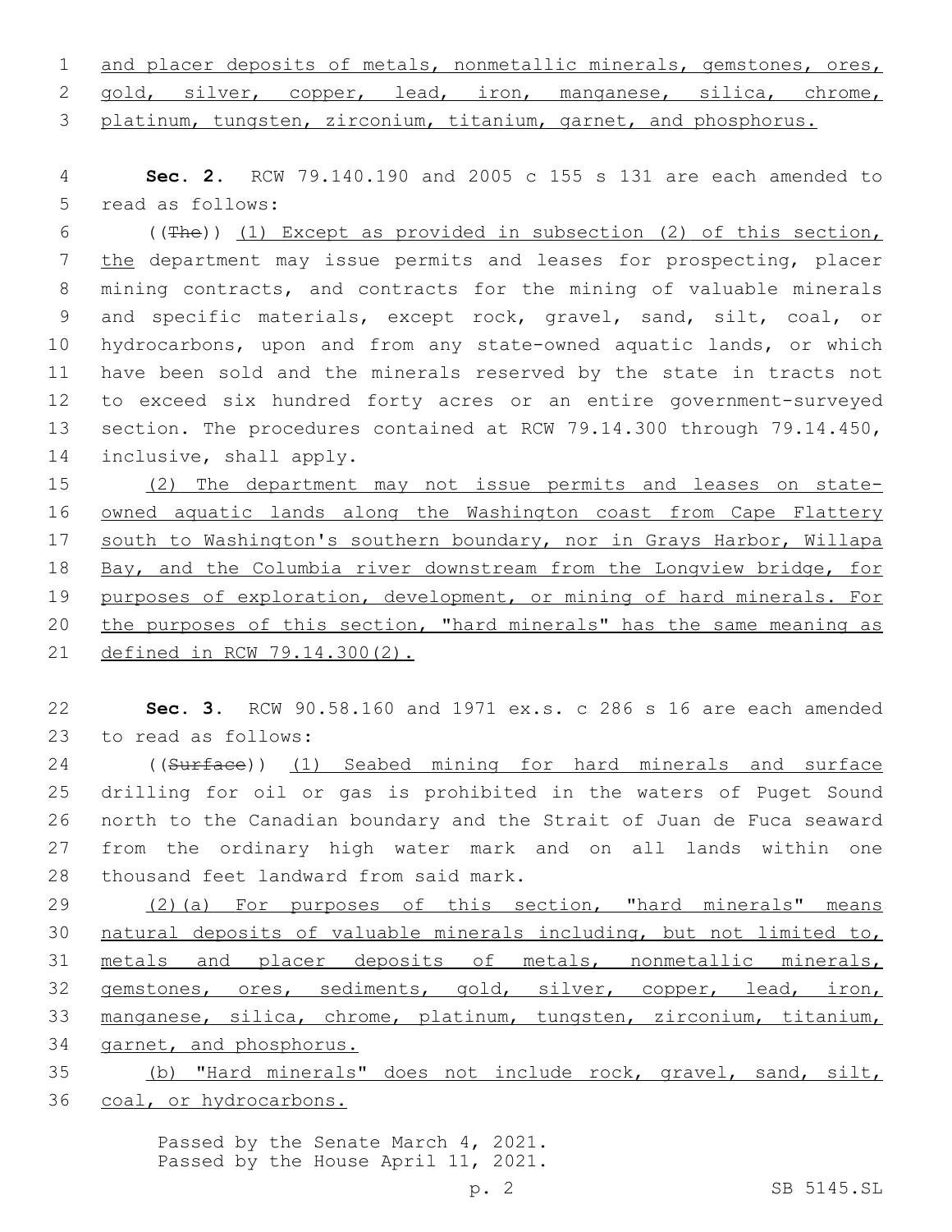and placer deposits of metals, nonmetallic minerals, gemstones, ores, gold, silver, copper, lead, iron, manganese, silica, chrome, platinum, tungsten, zirconium, titanium, garnet, and phosphorus.

**Sec. 2.** RCW 79.140.190 and 2005 c 155 s 131 are each amended to read as follows:

((~~The~~)) (1) Except as provided in subsection (2) of this section, the department may issue permits and leases for prospecting, placer mining contracts, and contracts for the mining of valuable minerals and specific materials, except rock, gravel, sand, silt, coal, or hydrocarbons, upon and from any state-owned aquatic lands, or which have been sold and the minerals reserved by the state in tracts not to exceed six hundred forty acres or an entire government-surveyed section. The procedures contained at RCW 79.14.300 through 79.14.450, inclusive, shall apply.

(2) The department may not issue permits and leases on state-owned aquatic lands along the Washington coast from Cape Flattery south to Washington's southern boundary, nor in Grays Harbor, Willapa Bay, and the Columbia river downstream from the Longview bridge, for purposes of exploration, development, or mining of hard minerals. For the purposes of this section, "hard minerals" has the same meaning as defined in RCW 79.14.300(2).

**Sec. 3.** RCW 90.58.160 and 1971 ex.s. c 286 s 16 are each amended to read as follows:

((~~Surface~~)) (1) Seabed mining for hard minerals and surface drilling for oil or gas is prohibited in the waters of Puget Sound north to the Canadian boundary and the Strait of Juan de Fuca seaward from the ordinary high water mark and on all lands within one thousand feet landward from said mark.

(2)(a) For purposes of this section, "hard minerals" means natural deposits of valuable minerals including, but not limited to, metals and placer deposits of metals, nonmetallic minerals, gemstones, ores, sediments, gold, silver, copper, lead, iron, manganese, silica, chrome, platinum, tungsten, zirconium, titanium, garnet, and phosphorus.

(b) "Hard minerals" does not include rock, gravel, sand, silt, coal, or hydrocarbons.

Passed by the Senate March 4, 2021.
Passed by the House April 11, 2021.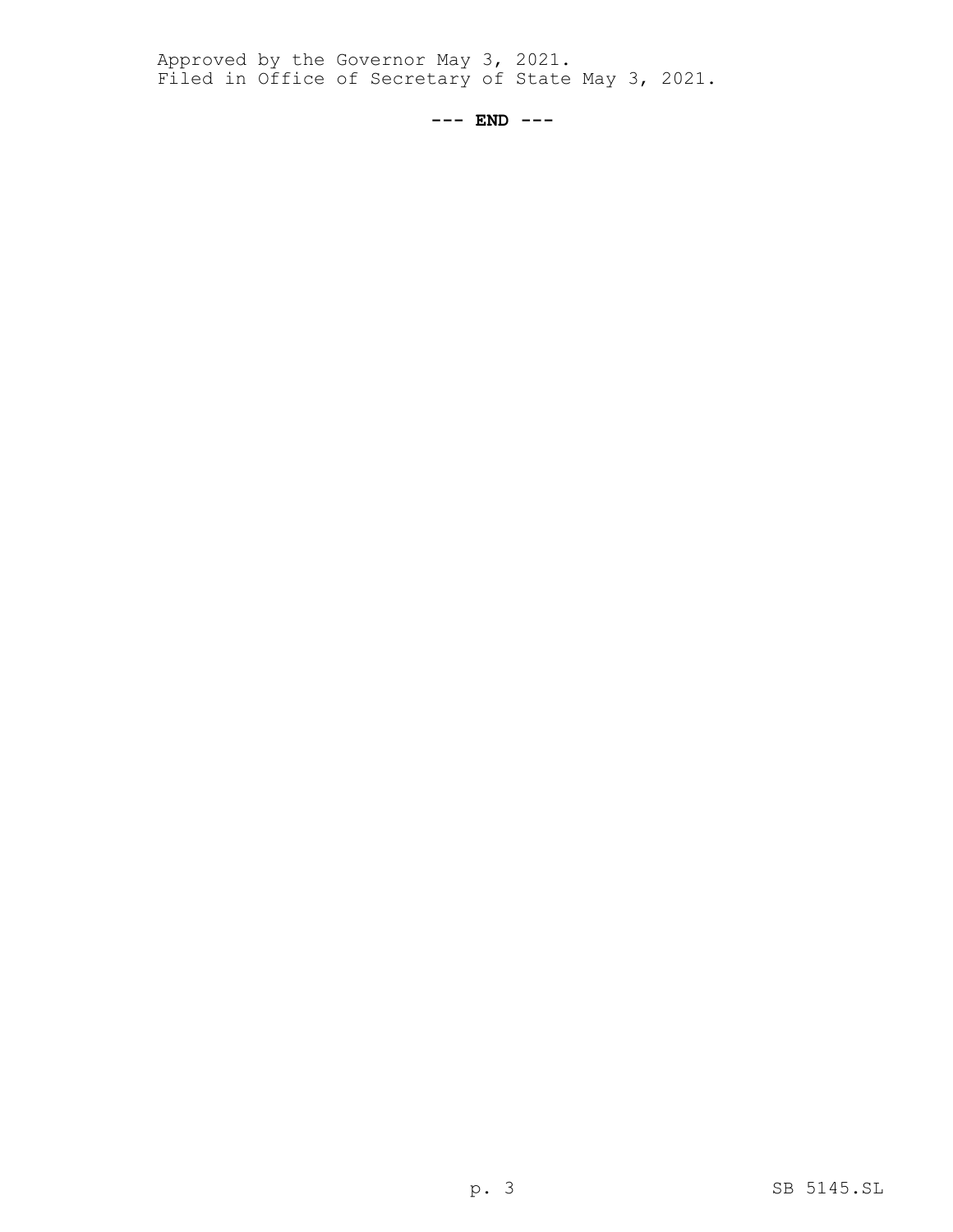Approved by the Governor May 3, 2021.
Filed in Office of Secretary of State May 3, 2021.

**--- END ---**